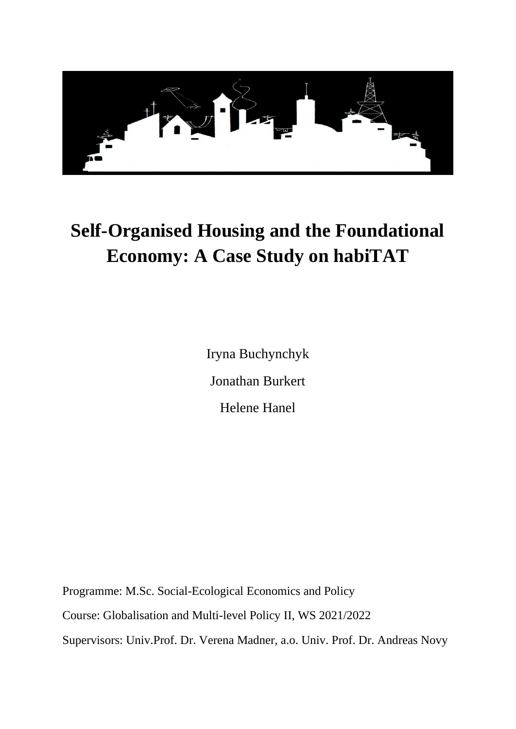# Self-Organised Housing and the Foundational Economy: A Case Study on habiTAT

Iryna Buchynchyk

Jonathan Burkert

Helene Hanel

Programme: M.Sc. Social-Ecological Economics and Policy

Course: Globalisation and Multi-level Policy II, WS 2021/2022

Supervisors: Univ.Prof. Dr. Verena Madner, a.o. Univ. Prof. Dr. Andreas Novy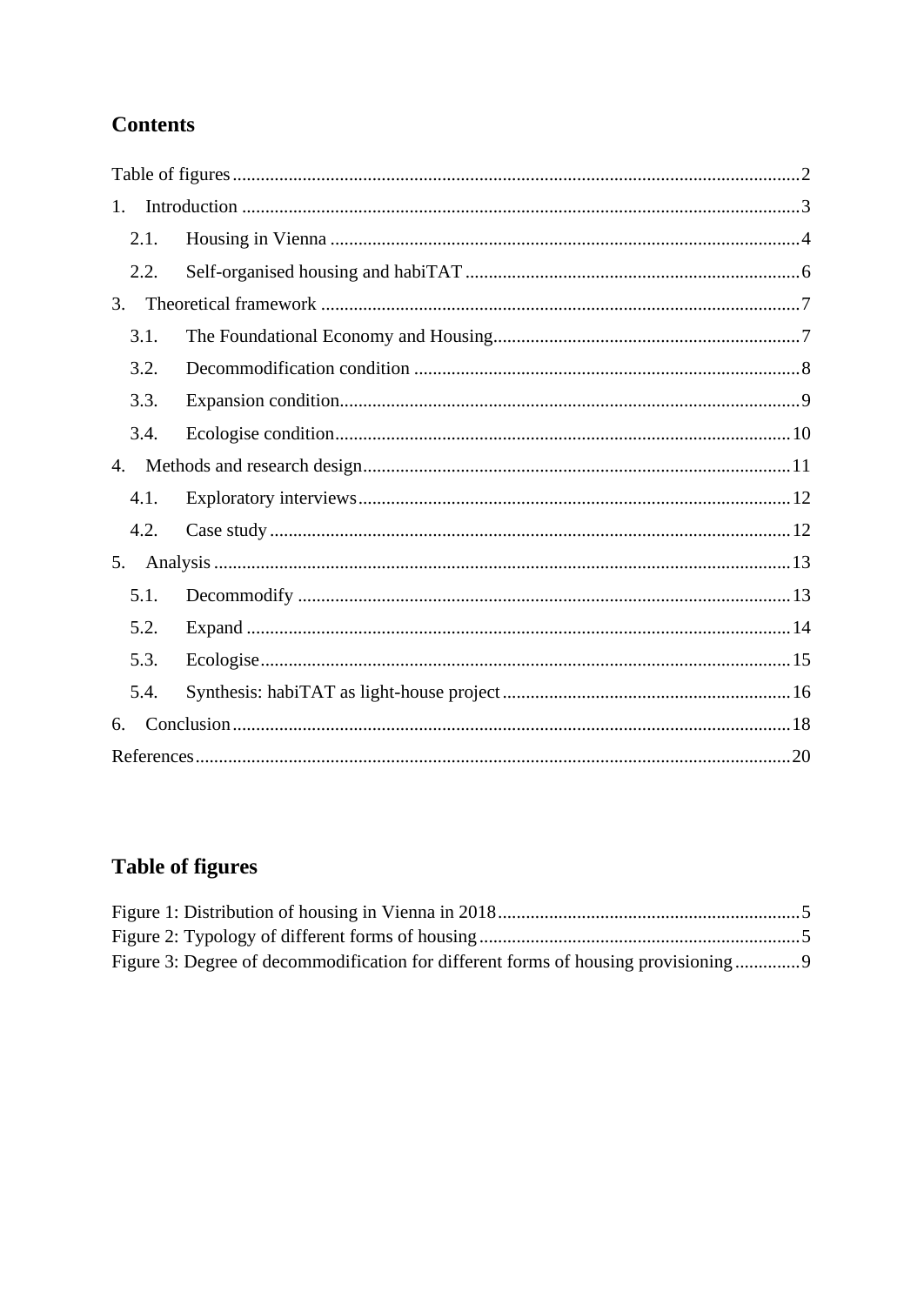## Contents

Table of figures ........................................................................................................ 2

1. Introduction ........................................................................................................ 3
   - 2.1. Housing in Vienna ........................................................................................ 4
   - 2.2. Self-organised housing and habiTAT ........................................................... 6
3. Theoretical framework ......................................................................................... 7
   - 3.1. The Foundational Economy and Housing ...................................................... 7
   - 3.2. Decommodification condition ...................................................................... 8
   - 3.3. Expansion condition ..................................................................................... 9
   - 3.4. Ecologise condition ...................................................................................... 10
4. Methods and research design ............................................................................... 11
   - 4.1. Exploratory interviews ................................................................................ 12
   - 4.2. Case study ................................................................................................... 12
5. Analysis .............................................................................................................. 13
   - 5.1. Decommodify ............................................................................................. 13
   - 5.2. Expand ........................................................................................................ 14
   - 5.3. Ecologise ..................................................................................................... 15
   - 5.4. Synthesis: habiTAT as light-house project .................................................... 16
6. Conclusion .......................................................................................................... 18

References .............................................................................................................. 20

## Table of figures

Figure 1: Distribution of housing in Vienna in 2018 ................................................... 5
Figure 2: Typology of different forms of housing ....................................................... 5
Figure 3: Degree of decommodification for different forms of housing provisioning ...... 9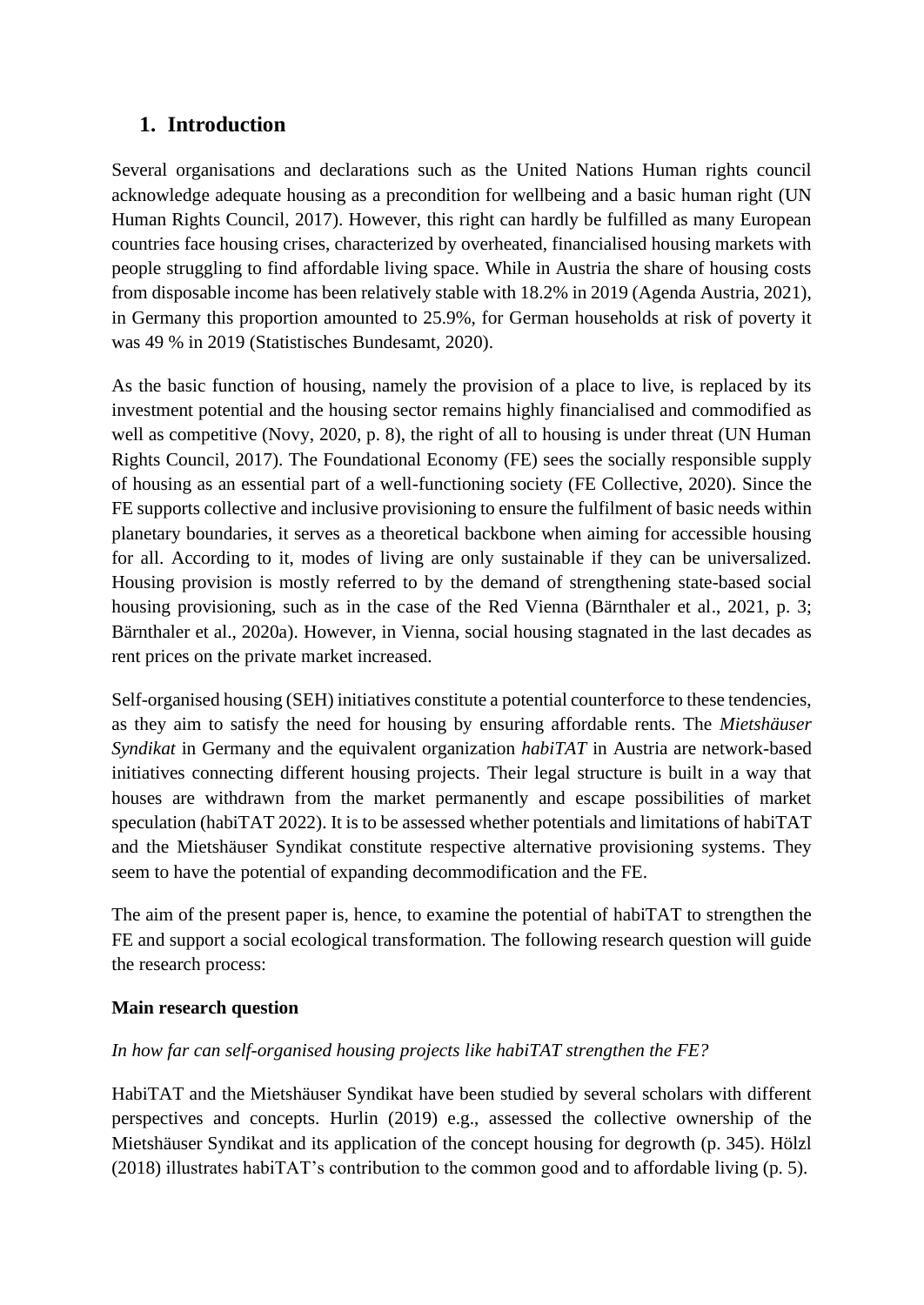# 1. Introduction

Several organisations and declarations such as the United Nations Human rights council acknowledge adequate housing as a precondition for wellbeing and a basic human right (UN Human Rights Council, 2017). However, this right can hardly be fulfilled as many European countries face housing crises, characterized by overheated, financialised housing markets with people struggling to find affordable living space. While in Austria the share of housing costs from disposable income has been relatively stable with 18.2% in 2019 (Agenda Austria, 2021), in Germany this proportion amounted to 25.9%, for German households at risk of poverty it was 49 % in 2019 (Statistisches Bundesamt, 2020).

As the basic function of housing, namely the provision of a place to live, is replaced by its investment potential and the housing sector remains highly financialised and commodified as well as competitive (Novy, 2020, p. 8), the right of all to housing is under threat (UN Human Rights Council, 2017). The Foundational Economy (FE) sees the socially responsible supply of housing as an essential part of a well-functioning society (FE Collective, 2020). Since the FE supports collective and inclusive provisioning to ensure the fulfilment of basic needs within planetary boundaries, it serves as a theoretical backbone when aiming for accessible housing for all. According to it, modes of living are only sustainable if they can be universalized. Housing provision is mostly referred to by the demand of strengthening state-based social housing provisioning, such as in the case of the Red Vienna (Bärnthaler et al., 2021, p. 3; Bärnthaler et al., 2020a). However, in Vienna, social housing stagnated in the last decades as rent prices on the private market increased.

Self-organised housing (SEH) initiatives constitute a potential counterforce to these tendencies, as they aim to satisfy the need for housing by ensuring affordable rents. The *Mietshäuser Syndikat* in Germany and the equivalent organization *habiTAT* in Austria are network-based initiatives connecting different housing projects. Their legal structure is built in a way that houses are withdrawn from the market permanently and escape possibilities of market speculation (habiTAT 2022). It is to be assessed whether potentials and limitations of habiTAT and the Mietshäuser Syndikat constitute respective alternative provisioning systems. They seem to have the potential of expanding decommodification and the FE.

The aim of the present paper is, hence, to examine the potential of habiTAT to strengthen the FE and support a social ecological transformation. The following research question will guide the research process:

**Main research question**

*In how far can self-organised housing projects like habiTAT strengthen the FE?*

HabiTAT and the Mietshäuser Syndikat have been studied by several scholars with different perspectives and concepts. Hurlin (2019) e.g., assessed the collective ownership of the Mietshäuser Syndikat and its application of the concept housing for degrowth (p. 345). Hölzl (2018) illustrates habiTAT's contribution to the common good and to affordable living (p. 5).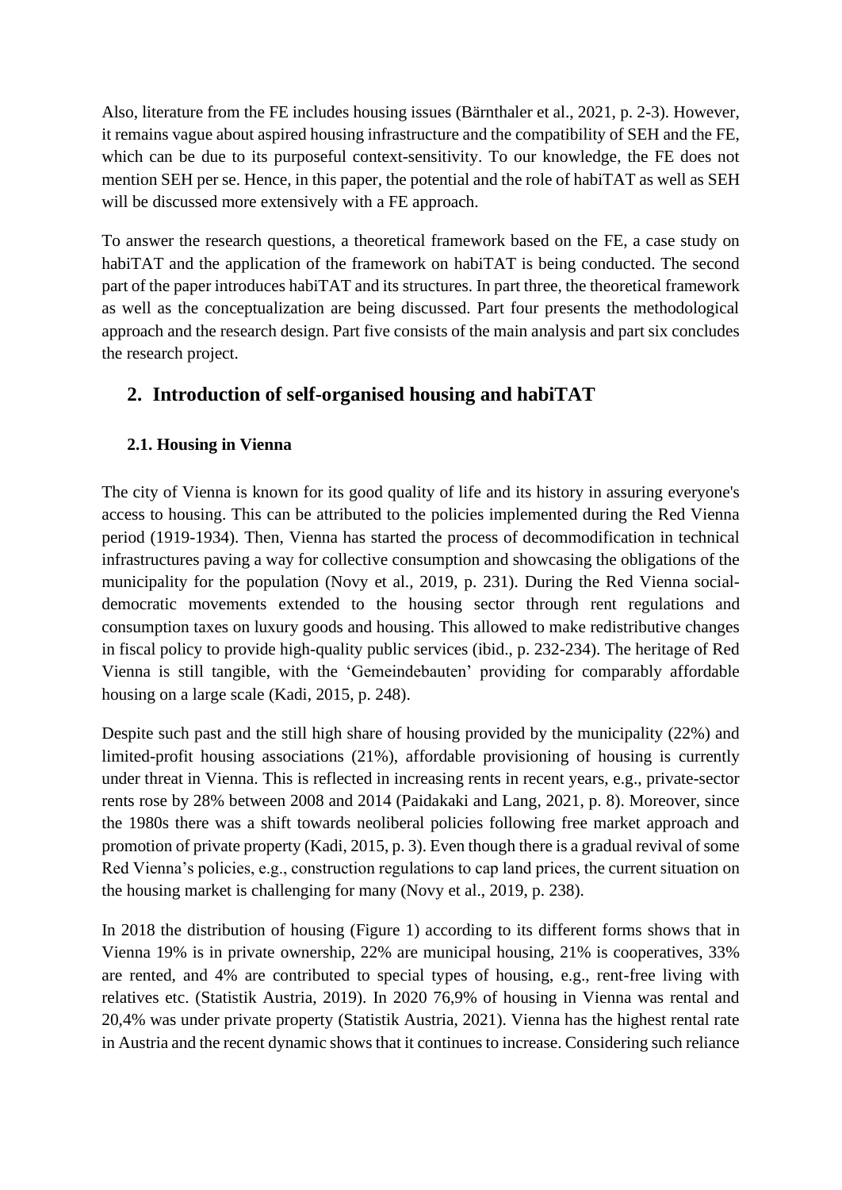Also, literature from the FE includes housing issues (Bärnthaler et al., 2021, p. 2-3). However, it remains vague about aspired housing infrastructure and the compatibility of SEH and the FE, which can be due to its purposeful context-sensitivity. To our knowledge, the FE does not mention SEH per se. Hence, in this paper, the potential and the role of habiTAT as well as SEH will be discussed more extensively with a FE approach.

To answer the research questions, a theoretical framework based on the FE, a case study on habiTAT and the application of the framework on habiTAT is being conducted. The second part of the paper introduces habiTAT and its structures. In part three, the theoretical framework as well as the conceptualization are being discussed. Part four presents the methodological approach and the research design. Part five consists of the main analysis and part six concludes the research project.

## 2. Introduction of self-organised housing and habiTAT

### 2.1. Housing in Vienna

The city of Vienna is known for its good quality of life and its history in assuring everyone's access to housing. This can be attributed to the policies implemented during the Red Vienna period (1919-1934). Then, Vienna has started the process of decommodification in technical infrastructures paving a way for collective consumption and showcasing the obligations of the municipality for the population (Novy et al., 2019, p. 231). During the Red Vienna social-democratic movements extended to the housing sector through rent regulations and consumption taxes on luxury goods and housing. This allowed to make redistributive changes in fiscal policy to provide high-quality public services (ibid., p. 232-234). The heritage of Red Vienna is still tangible, with the 'Gemeindebauten' providing for comparably affordable housing on a large scale (Kadi, 2015, p. 248).

Despite such past and the still high share of housing provided by the municipality (22%) and limited-profit housing associations (21%), affordable provisioning of housing is currently under threat in Vienna. This is reflected in increasing rents in recent years, e.g., private-sector rents rose by 28% between 2008 and 2014 (Paidakaki and Lang, 2021, p. 8). Moreover, since the 1980s there was a shift towards neoliberal policies following free market approach and promotion of private property (Kadi, 2015, p. 3). Even though there is a gradual revival of some Red Vienna's policies, e.g., construction regulations to cap land prices, the current situation on the housing market is challenging for many (Novy et al., 2019, p. 238).

In 2018 the distribution of housing (Figure 1) according to its different forms shows that in Vienna 19% is in private ownership, 22% are municipal housing, 21% is cooperatives, 33% are rented, and 4% are contributed to special types of housing, e.g., rent-free living with relatives etc. (Statistik Austria, 2019). In 2020 76,9% of housing in Vienna was rental and 20,4% was under private property (Statistik Austria, 2021). Vienna has the highest rental rate in Austria and the recent dynamic shows that it continues to increase. Considering such reliance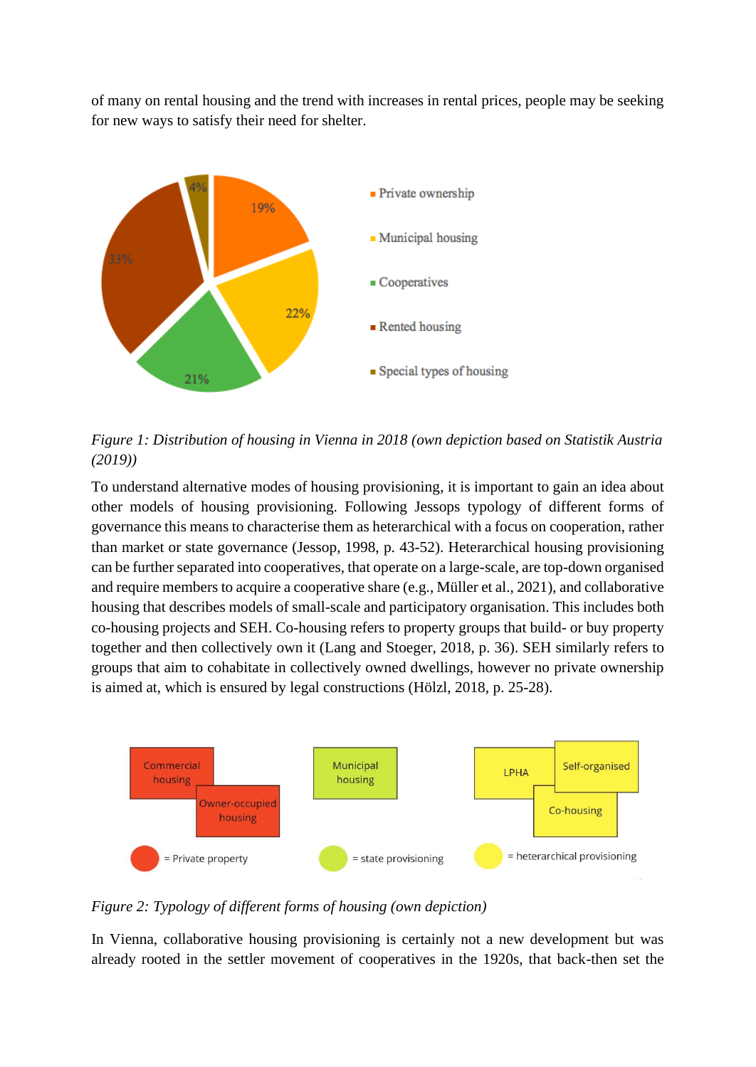of many on rental housing and the trend with increases in rental prices, people may be seeking for new ways to satisfy their need for shelter.

*Figure 1: Distribution of housing in Vienna in 2018 (own depiction based on Statistik Austria (2019))*

To understand alternative modes of housing provisioning, it is important to gain an idea about other models of housing provisioning. Following Jessops typology of different forms of governance this means to characterise them as heterarchical with a focus on cooperation, rather than market or state governance (Jessop, 1998, p. 43-52). Heterarchical housing provisioning can be further separated into cooperatives, that operate on a large-scale, are top-down organised and require members to acquire a cooperative share (e.g., Müller et al., 2021), and collaborative housing that describes models of small-scale and participatory organisation. This includes both co-housing projects and SEH. Co-housing refers to property groups that build- or buy property together and then collectively own it (Lang and Stoeger, 2018, p. 36). SEH similarly refers to groups that aim to cohabitate in collectively owned dwellings, however no private ownership is aimed at, which is ensured by legal constructions (Hölzl, 2018, p. 25-28).

*Figure 2: Typology of different forms of housing (own depiction)*

In Vienna, collaborative housing provisioning is certainly not a new development but was already rooted in the settler movement of cooperatives in the 1920s, that back-then set the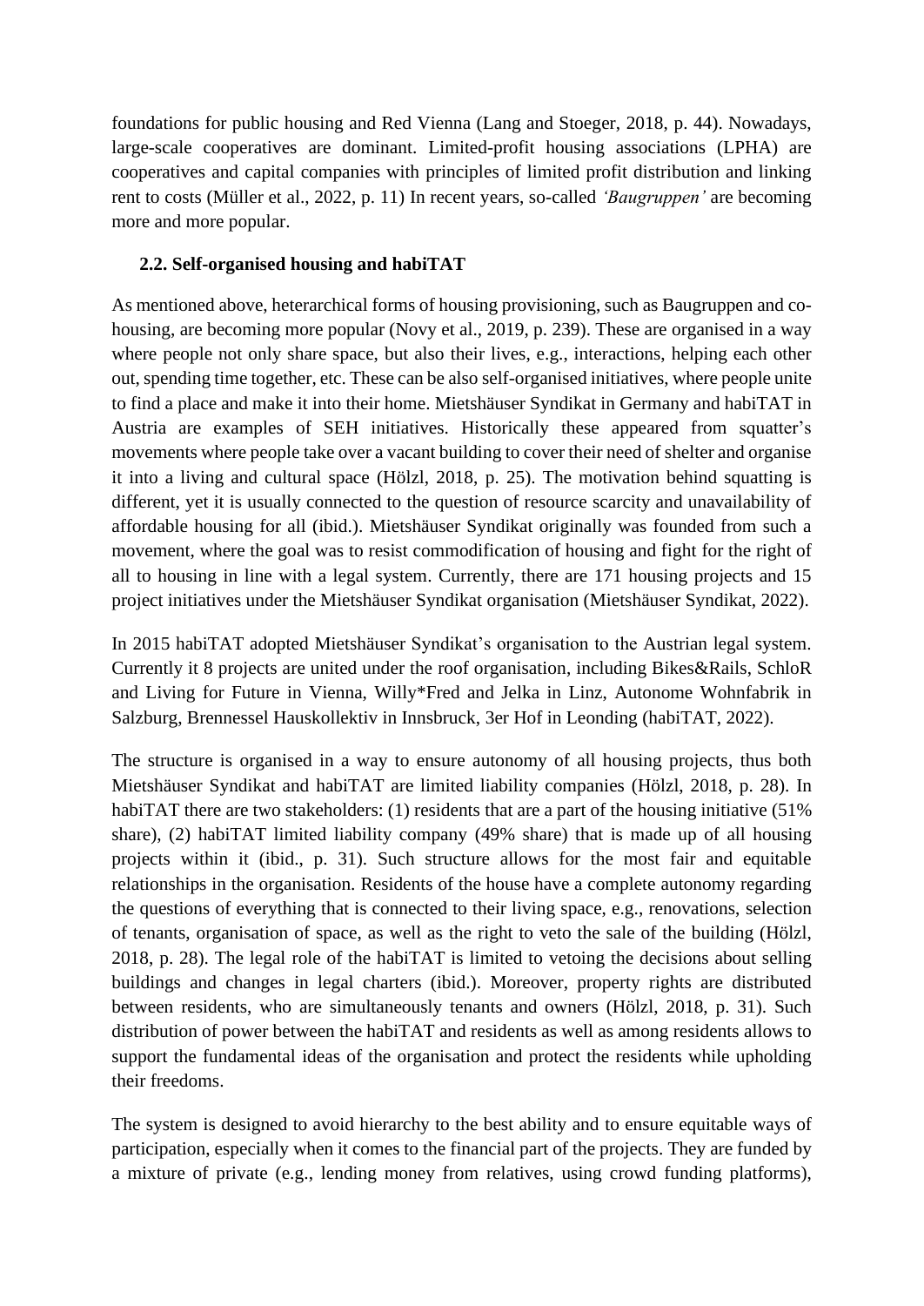foundations for public housing and Red Vienna (Lang and Stoeger, 2018, p. 44). Nowadays, large-scale cooperatives are dominant. Limited-profit housing associations (LPHA) are cooperatives and capital companies with principles of limited profit distribution and linking rent to costs (Müller et al., 2022, p. 11) In recent years, so-called *'Baugruppen'* are becoming more and more popular.

## 2.2. Self-organised housing and habiTAT

As mentioned above, heterarchical forms of housing provisioning, such as Baugruppen and co-housing, are becoming more popular (Novy et al., 2019, p. 239). These are organised in a way where people not only share space, but also their lives, e.g., interactions, helping each other out, spending time together, etc. These can be also self-organised initiatives, where people unite to find a place and make it into their home. Mietshäuser Syndikat in Germany and habiTAT in Austria are examples of SEH initiatives. Historically these appeared from squatter's movements where people take over a vacant building to cover their need of shelter and organise it into a living and cultural space (Hölzl, 2018, p. 25). The motivation behind squatting is different, yet it is usually connected to the question of resource scarcity and unavailability of affordable housing for all (ibid.). Mietshäuser Syndikat originally was founded from such a movement, where the goal was to resist commodification of housing and fight for the right of all to housing in line with a legal system. Currently, there are 171 housing projects and 15 project initiatives under the Mietshäuser Syndikat organisation (Mietshäuser Syndikat, 2022).

In 2015 habiTAT adopted Mietshäuser Syndikat's organisation to the Austrian legal system. Currently it 8 projects are united under the roof organisation, including Bikes&Rails, SchloR and Living for Future in Vienna, Willy*Fred and Jelka in Linz, Autonome Wohnfabrik in Salzburg, Brennessel Hauskollektiv in Innsbruck, 3er Hof in Leonding (habiTAT, 2022).

The structure is organised in a way to ensure autonomy of all housing projects, thus both Mietshäuser Syndikat and habiTAT are limited liability companies (Hölzl, 2018, p. 28). In habiTAT there are two stakeholders: (1) residents that are a part of the housing initiative (51% share), (2) habiTAT limited liability company (49% share) that is made up of all housing projects within it (ibid., p. 31). Such structure allows for the most fair and equitable relationships in the organisation. Residents of the house have a complete autonomy regarding the questions of everything that is connected to their living space, e.g., renovations, selection of tenants, organisation of space, as well as the right to veto the sale of the building (Hölzl, 2018, p. 28). The legal role of the habiTAT is limited to vetoing the decisions about selling buildings and changes in legal charters (ibid.). Moreover, property rights are distributed between residents, who are simultaneously tenants and owners (Hölzl, 2018, p. 31). Such distribution of power between the habiTAT and residents as well as among residents allows to support the fundamental ideas of the organisation and protect the residents while upholding their freedoms.

The system is designed to avoid hierarchy to the best ability and to ensure equitable ways of participation, especially when it comes to the financial part of the projects. They are funded by a mixture of private (e.g., lending money from relatives, using crowd funding platforms),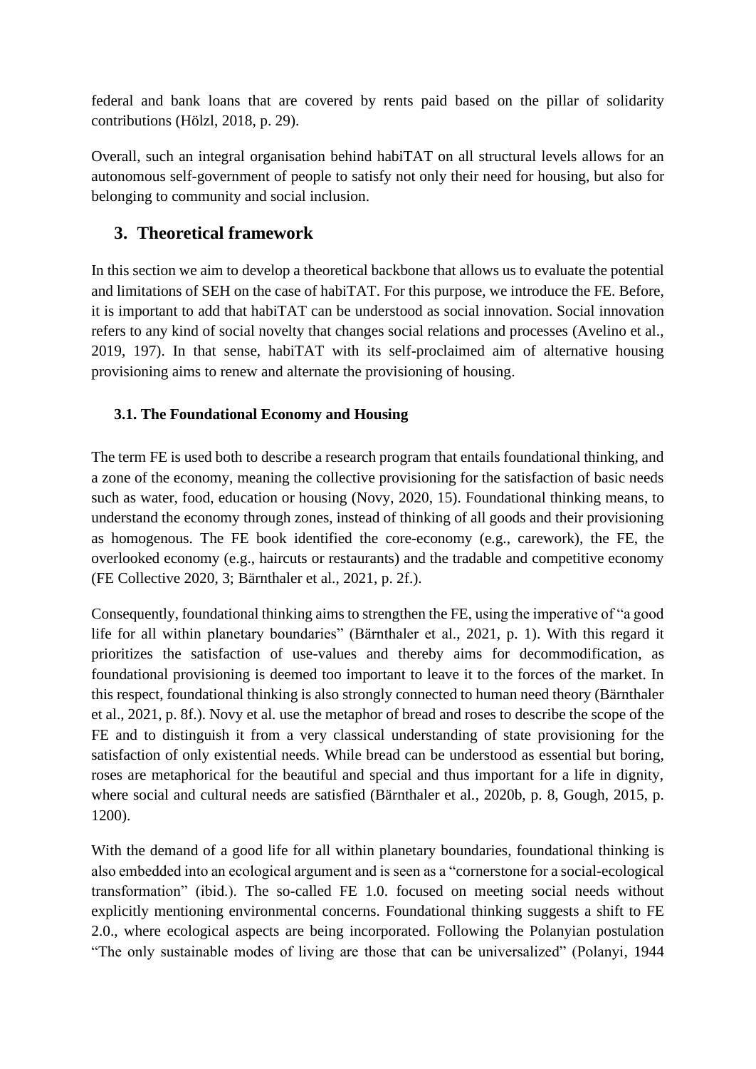federal and bank loans that are covered by rents paid based on the pillar of solidarity contributions (Hölzl, 2018, p. 29).

Overall, such an integral organisation behind habiTAT on all structural levels allows for an autonomous self-government of people to satisfy not only their need for housing, but also for belonging to community and social inclusion.

## 3. Theoretical framework

In this section we aim to develop a theoretical backbone that allows us to evaluate the potential and limitations of SEH on the case of habiTAT. For this purpose, we introduce the FE. Before, it is important to add that habiTAT can be understood as social innovation. Social innovation refers to any kind of social novelty that changes social relations and processes (Avelino et al., 2019, 197). In that sense, habiTAT with its self-proclaimed aim of alternative housing provisioning aims to renew and alternate the provisioning of housing.

### 3.1. The Foundational Economy and Housing

The term FE is used both to describe a research program that entails foundational thinking, and a zone of the economy, meaning the collective provisioning for the satisfaction of basic needs such as water, food, education or housing (Novy, 2020, 15). Foundational thinking means, to understand the economy through zones, instead of thinking of all goods and their provisioning as homogenous. The FE book identified the core-economy (e.g., carework), the FE, the overlooked economy (e.g., haircuts or restaurants) and the tradable and competitive economy (FE Collective 2020, 3; Bärnthaler et al., 2021, p. 2f.).

Consequently, foundational thinking aims to strengthen the FE, using the imperative of "a good life for all within planetary boundaries" (Bärnthaler et al., 2021, p. 1). With this regard it prioritizes the satisfaction of use-values and thereby aims for decommodification, as foundational provisioning is deemed too important to leave it to the forces of the market. In this respect, foundational thinking is also strongly connected to human need theory (Bärnthaler et al., 2021, p. 8f.). Novy et al. use the metaphor of bread and roses to describe the scope of the FE and to distinguish it from a very classical understanding of state provisioning for the satisfaction of only existential needs. While bread can be understood as essential but boring, roses are metaphorical for the beautiful and special and thus important for a life in dignity, where social and cultural needs are satisfied (Bärnthaler et al., 2020b, p. 8, Gough, 2015, p. 1200).

With the demand of a good life for all within planetary boundaries, foundational thinking is also embedded into an ecological argument and is seen as a "cornerstone for a social-ecological transformation" (ibid.). The so-called FE 1.0. focused on meeting social needs without explicitly mentioning environmental concerns. Foundational thinking suggests a shift to FE 2.0., where ecological aspects are being incorporated. Following the Polanyian postulation "The only sustainable modes of living are those that can be universalized" (Polanyi, 1944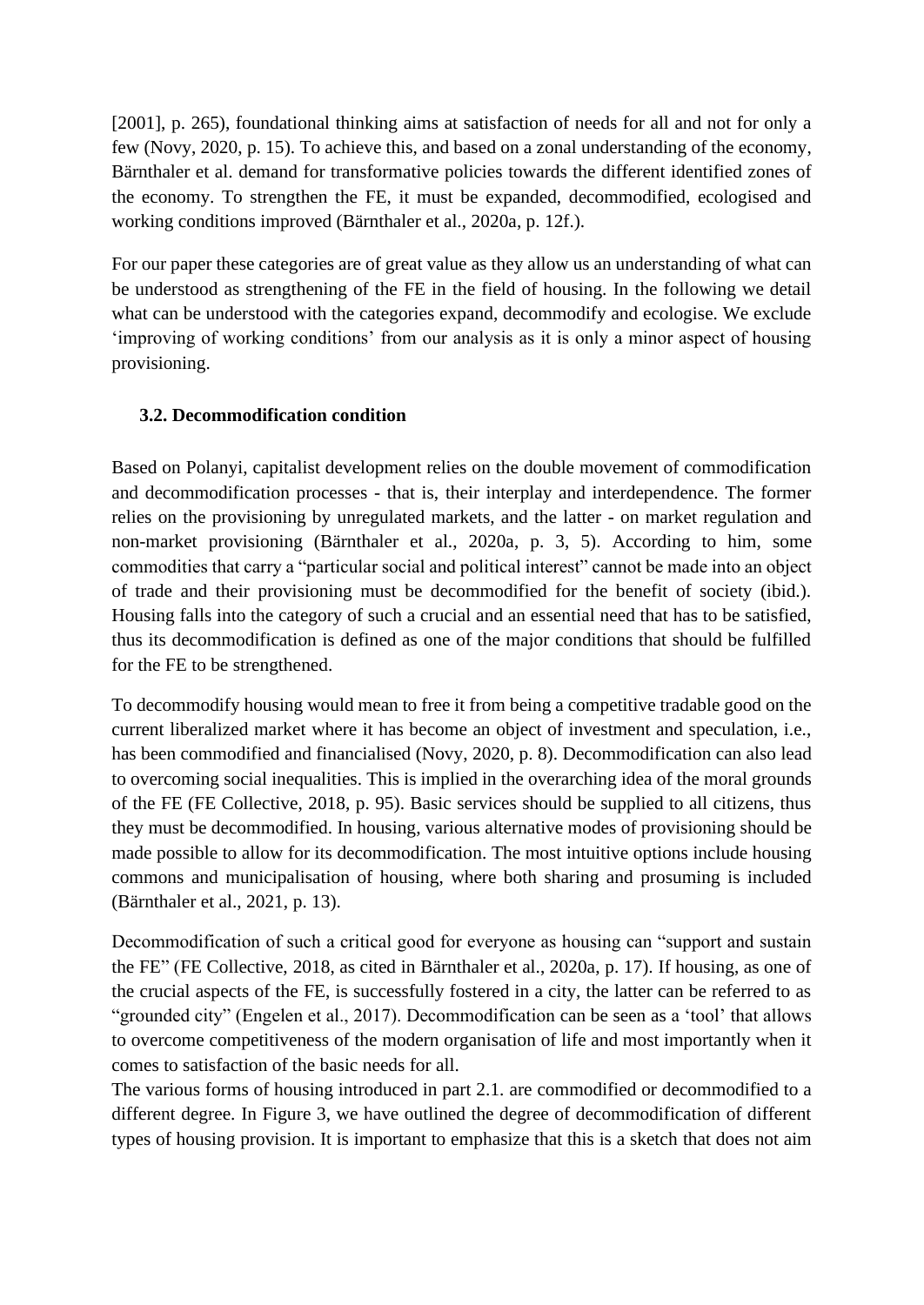[2001], p. 265), foundational thinking aims at satisfaction of needs for all and not for only a few (Novy, 2020, p. 15). To achieve this, and based on a zonal understanding of the economy, Bärnthaler et al. demand for transformative policies towards the different identified zones of the economy. To strengthen the FE, it must be expanded, decommodified, ecologised and working conditions improved (Bärnthaler et al., 2020a, p. 12f.).

For our paper these categories are of great value as they allow us an understanding of what can be understood as strengthening of the FE in the field of housing. In the following we detail what can be understood with the categories expand, decommodify and ecologise. We exclude 'improving of working conditions' from our analysis as it is only a minor aspect of housing provisioning.

### 3.2. Decommodification condition

Based on Polanyi, capitalist development relies on the double movement of commodification and decommodification processes - that is, their interplay and interdependence. The former relies on the provisioning by unregulated markets, and the latter - on market regulation and non-market provisioning (Bärnthaler et al., 2020a, p. 3, 5). According to him, some commodities that carry a "particular social and political interest" cannot be made into an object of trade and their provisioning must be decommodified for the benefit of society (ibid.). Housing falls into the category of such a crucial and an essential need that has to be satisfied, thus its decommodification is defined as one of the major conditions that should be fulfilled for the FE to be strengthened.

To decommodify housing would mean to free it from being a competitive tradable good on the current liberalized market where it has become an object of investment and speculation, i.e., has been commodified and financialised (Novy, 2020, p. 8). Decommodification can also lead to overcoming social inequalities. This is implied in the overarching idea of the moral grounds of the FE (FE Collective, 2018, p. 95). Basic services should be supplied to all citizens, thus they must be decommodified. In housing, various alternative modes of provisioning should be made possible to allow for its decommodification. The most intuitive options include housing commons and municipalisation of housing, where both sharing and prosuming is included (Bärnthaler et al., 2021, p. 13).

Decommodification of such a critical good for everyone as housing can "support and sustain the FE" (FE Collective, 2018, as cited in Bärnthaler et al., 2020a, p. 17). If housing, as one of the crucial aspects of the FE, is successfully fostered in a city, the latter can be referred to as "grounded city" (Engelen et al., 2017). Decommodification can be seen as a 'tool' that allows to overcome competitiveness of the modern organisation of life and most importantly when it comes to satisfaction of the basic needs for all.

The various forms of housing introduced in part 2.1. are commodified or decommodified to a different degree. In Figure 3, we have outlined the degree of decommodification of different types of housing provision. It is important to emphasize that this is a sketch that does not aim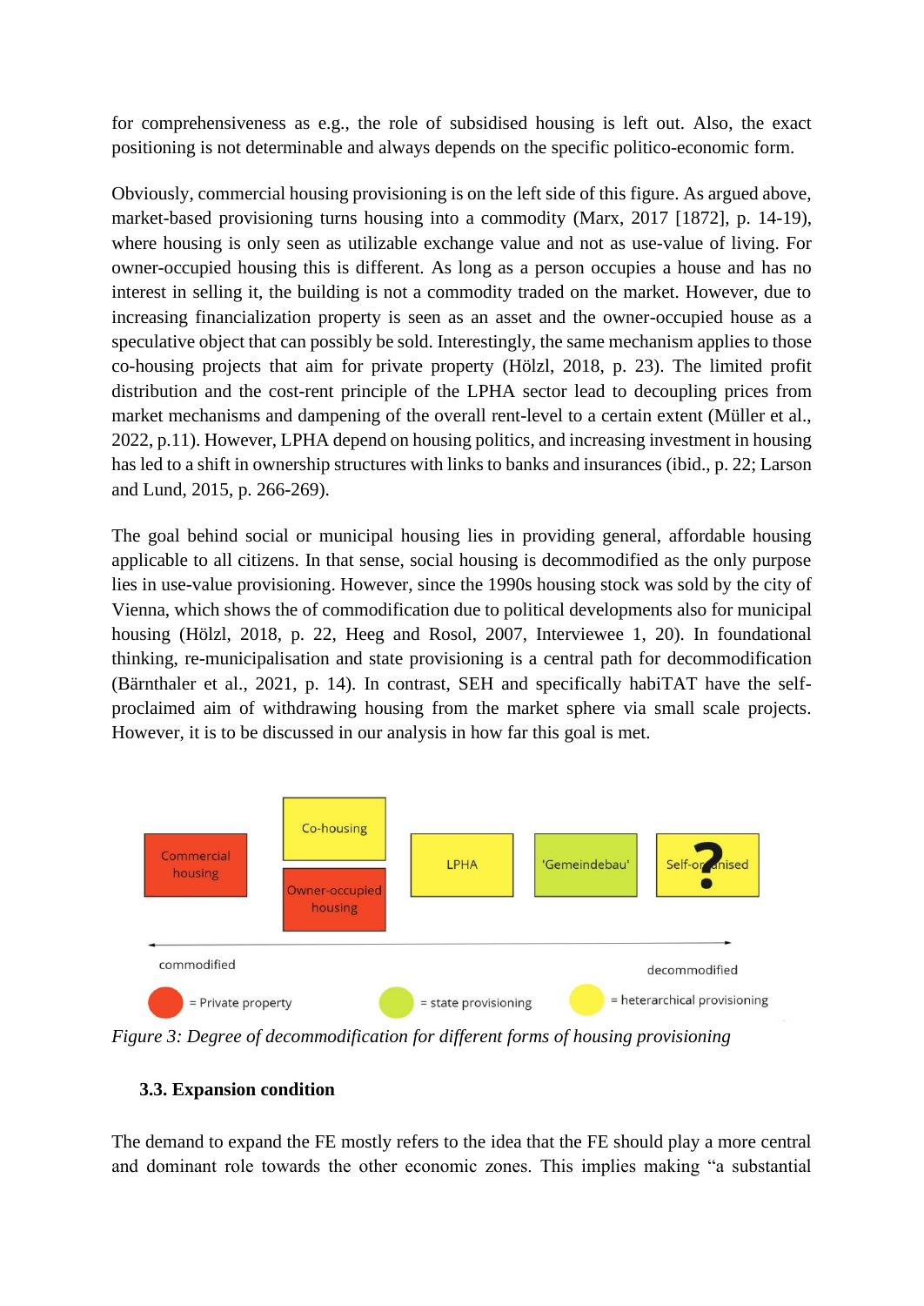for comprehensiveness as e.g., the role of subsidised housing is left out. Also, the exact positioning is not determinable and always depends on the specific politico-economic form.

Obviously, commercial housing provisioning is on the left side of this figure. As argued above, market-based provisioning turns housing into a commodity (Marx, 2017 [1872], p. 14-19), where housing is only seen as utilizable exchange value and not as use-value of living. For owner-occupied housing this is different. As long as a person occupies a house and has no interest in selling it, the building is not a commodity traded on the market. However, due to increasing financialization property is seen as an asset and the owner-occupied house as a speculative object that can possibly be sold. Interestingly, the same mechanism applies to those co-housing projects that aim for private property (Hölzl, 2018, p. 23). The limited profit distribution and the cost-rent principle of the LPHA sector lead to decoupling prices from market mechanisms and dampening of the overall rent-level to a certain extent (Müller et al., 2022, p.11). However, LPHA depend on housing politics, and increasing investment in housing has led to a shift in ownership structures with links to banks and insurances (ibid., p. 22; Larson and Lund, 2015, p. 266-269).

The goal behind social or municipal housing lies in providing general, affordable housing applicable to all citizens. In that sense, social housing is decommodified as the only purpose lies in use-value provisioning. However, since the 1990s housing stock was sold by the city of Vienna, which shows the of commodification due to political developments also for municipal housing (Hölzl, 2018, p. 22, Heeg and Rosol, 2007, Interviewee 1, 20). In foundational thinking, re-municipalisation and state provisioning is a central path for decommodification (Bärnthaler et al., 2021, p. 14). In contrast, SEH and specifically habiTAT have the self-proclaimed aim of withdrawing housing from the market sphere via small scale projects. However, it is to be discussed in our analysis in how far this goal is met.

Commercial housing | Co-housing / Owner-occupied housing | LPHA | 'Gemeindebau' | Self-organised ?

commodified ⟷ decommodified

= Private property   = state provisioning   = heterarchical provisioning

*Figure 3: Degree of decommodification for different forms of housing provisioning*

### 3.3. Expansion condition

The demand to expand the FE mostly refers to the idea that the FE should play a more central and dominant role towards the other economic zones. This implies making "a substantial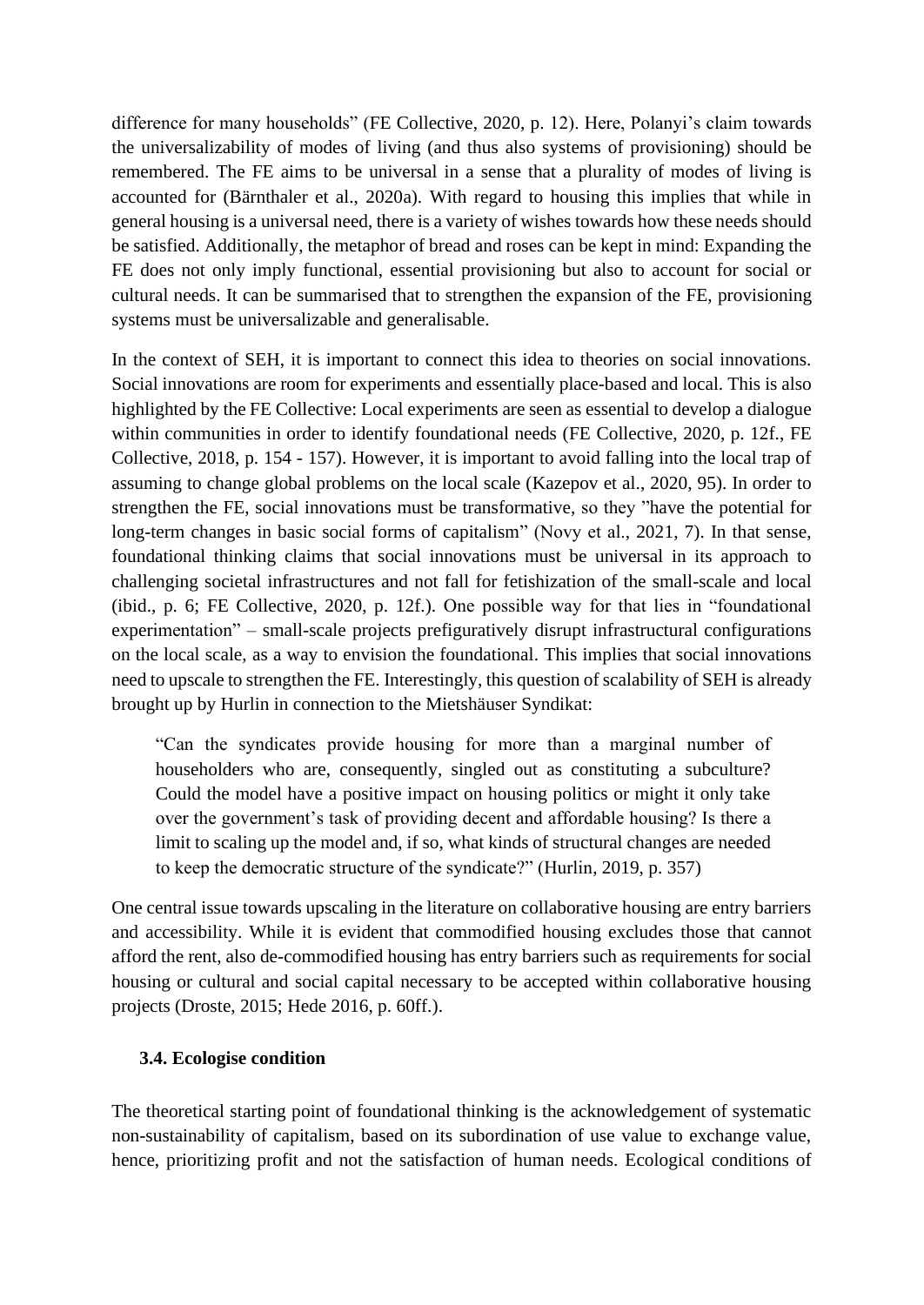difference for many households" (FE Collective, 2020, p. 12). Here, Polanyi's claim towards the universalizability of modes of living (and thus also systems of provisioning) should be remembered. The FE aims to be universal in a sense that a plurality of modes of living is accounted for (Bärnthaler et al., 2020a). With regard to housing this implies that while in general housing is a universal need, there is a variety of wishes towards how these needs should be satisfied. Additionally, the metaphor of bread and roses can be kept in mind: Expanding the FE does not only imply functional, essential provisioning but also to account for social or cultural needs. It can be summarised that to strengthen the expansion of the FE, provisioning systems must be universalizable and generalisable.

In the context of SEH, it is important to connect this idea to theories on social innovations. Social innovations are room for experiments and essentially place-based and local. This is also highlighted by the FE Collective: Local experiments are seen as essential to develop a dialogue within communities in order to identify foundational needs (FE Collective, 2020, p. 12f., FE Collective, 2018, p. 154 - 157). However, it is important to avoid falling into the local trap of assuming to change global problems on the local scale (Kazepov et al., 2020, 95). In order to strengthen the FE, social innovations must be transformative, so they "have the potential for long-term changes in basic social forms of capitalism" (Novy et al., 2021, 7). In that sense, foundational thinking claims that social innovations must be universal in its approach to challenging societal infrastructures and not fall for fetishization of the small-scale and local (ibid., p. 6; FE Collective, 2020, p. 12f.). One possible way for that lies in "foundational experimentation" – small-scale projects prefiguratively disrupt infrastructural configurations on the local scale, as a way to envision the foundational. This implies that social innovations need to upscale to strengthen the FE. Interestingly, this question of scalability of SEH is already brought up by Hurlin in connection to the Mietshäuser Syndikat:

> "Can the syndicates provide housing for more than a marginal number of householders who are, consequently, singled out as constituting a subculture? Could the model have a positive impact on housing politics or might it only take over the government's task of providing decent and affordable housing? Is there a limit to scaling up the model and, if so, what kinds of structural changes are needed to keep the democratic structure of the syndicate?" (Hurlin, 2019, p. 357)

One central issue towards upscaling in the literature on collaborative housing are entry barriers and accessibility. While it is evident that commodified housing excludes those that cannot afford the rent, also de-commodified housing has entry barriers such as requirements for social housing or cultural and social capital necessary to be accepted within collaborative housing projects (Droste, 2015; Hede 2016, p. 60ff.).

### 3.4. Ecologise condition

The theoretical starting point of foundational thinking is the acknowledgement of systematic non-sustainability of capitalism, based on its subordination of use value to exchange value, hence, prioritizing profit and not the satisfaction of human needs. Ecological conditions of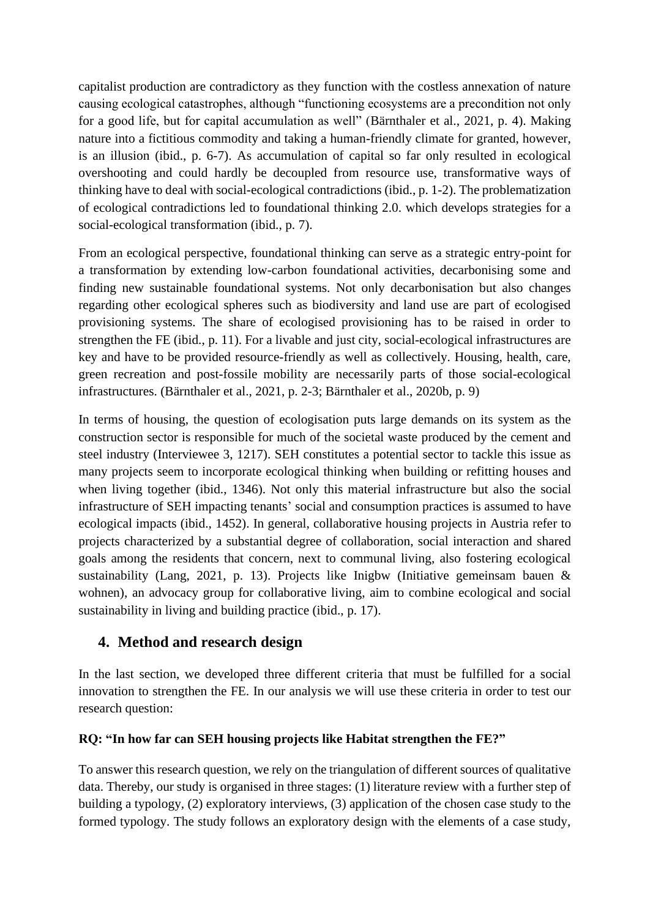capitalist production are contradictory as they function with the costless annexation of nature causing ecological catastrophes, although "functioning ecosystems are a precondition not only for a good life, but for capital accumulation as well" (Bärnthaler et al., 2021, p. 4). Making nature into a fictitious commodity and taking a human-friendly climate for granted, however, is an illusion (ibid., p. 6-7). As accumulation of capital so far only resulted in ecological overshooting and could hardly be decoupled from resource use, transformative ways of thinking have to deal with social-ecological contradictions (ibid., p. 1-2). The problematization of ecological contradictions led to foundational thinking 2.0. which develops strategies for a social-ecological transformation (ibid., p. 7).

From an ecological perspective, foundational thinking can serve as a strategic entry-point for a transformation by extending low-carbon foundational activities, decarbonising some and finding new sustainable foundational systems. Not only decarbonisation but also changes regarding other ecological spheres such as biodiversity and land use are part of ecologised provisioning systems. The share of ecologised provisioning has to be raised in order to strengthen the FE (ibid., p. 11). For a livable and just city, social-ecological infrastructures are key and have to be provided resource-friendly as well as collectively. Housing, health, care, green recreation and post-fossile mobility are necessarily parts of those social-ecological infrastructures. (Bärnthaler et al., 2021, p. 2-3; Bärnthaler et al., 2020b, p. 9)

In terms of housing, the question of ecologisation puts large demands on its system as the construction sector is responsible for much of the societal waste produced by the cement and steel industry (Interviewee 3, 1217). SEH constitutes a potential sector to tackle this issue as many projects seem to incorporate ecological thinking when building or refitting houses and when living together (ibid., 1346). Not only this material infrastructure but also the social infrastructure of SEH impacting tenants' social and consumption practices is assumed to have ecological impacts (ibid., 1452). In general, collaborative housing projects in Austria refer to projects characterized by a substantial degree of collaboration, social interaction and shared goals among the residents that concern, next to communal living, also fostering ecological sustainability (Lang, 2021, p. 13). Projects like Inigbw (Initiative gemeinsam bauen & wohnen), an advocacy group for collaborative living, aim to combine ecological and social sustainability in living and building practice (ibid., p. 17).

## 4. Method and research design

In the last section, we developed three different criteria that must be fulfilled for a social innovation to strengthen the FE. In our analysis we will use these criteria in order to test our research question:

**RQ: "In how far can SEH housing projects like Habitat strengthen the FE?"**

To answer this research question, we rely on the triangulation of different sources of qualitative data. Thereby, our study is organised in three stages: (1) literature review with a further step of building a typology, (2) exploratory interviews, (3) application of the chosen case study to the formed typology. The study follows an exploratory design with the elements of a case study,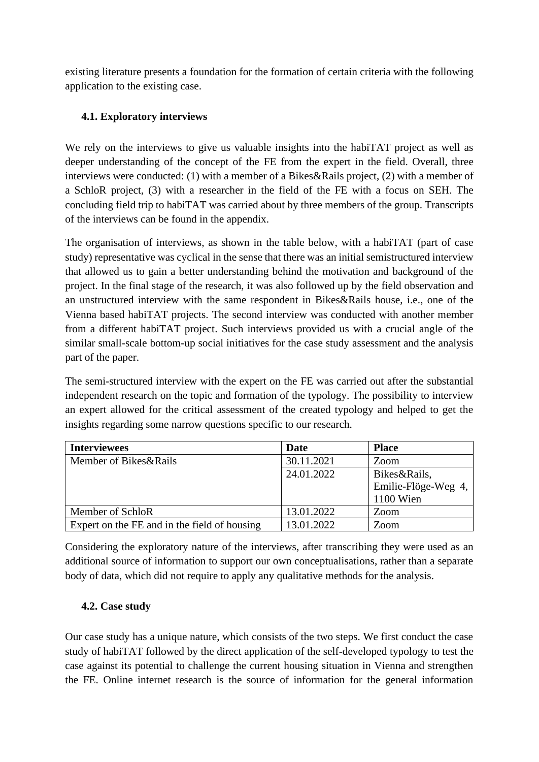existing literature presents a foundation for the formation of certain criteria with the following application to the existing case.

### 4.1. Exploratory interviews

We rely on the interviews to give us valuable insights into the habiTAT project as well as deeper understanding of the concept of the FE from the expert in the field. Overall, three interviews were conducted: (1) with a member of a Bikes&Rails project, (2) with a member of a SchloR project, (3) with a researcher in the field of the FE with a focus on SEH. The concluding field trip to habiTAT was carried about by three members of the group. Transcripts of the interviews can be found in the appendix.

The organisation of interviews, as shown in the table below, with a habiTAT (part of case study) representative was cyclical in the sense that there was an initial semistructured interview that allowed us to gain a better understanding behind the motivation and background of the project. In the final stage of the research, it was also followed up by the field observation and an unstructured interview with the same respondent in Bikes&Rails house, i.e., one of the Vienna based habiTAT projects. The second interview was conducted with another member from a different habiTAT project. Such interviews provided us with a crucial angle of the similar small-scale bottom-up social initiatives for the case study assessment and the analysis part of the paper.

The semi-structured interview with the expert on the FE was carried out after the substantial independent research on the topic and formation of the typology. The possibility to interview an expert allowed for the critical assessment of the created typology and helped to get the insights regarding some narrow questions specific to our research.

| Interviewees | Date | Place |
| --- | --- | --- |
| Member of Bikes&Rails | 30.11.2021 | Zoom |
| | 24.01.2022 | Bikes&Rails, Emilie-Flöge-Weg 4, 1100 Wien |
| Member of SchloR | 13.01.2022 | Zoom |
| Expert on the FE and in the field of housing | 13.01.2022 | Zoom |

Considering the exploratory nature of the interviews, after transcribing they were used as an additional source of information to support our own conceptualisations, rather than a separate body of data, which did not require to apply any qualitative methods for the analysis.

### 4.2. Case study

Our case study has a unique nature, which consists of the two steps. We first conduct the case study of habiTAT followed by the direct application of the self-developed typology to test the case against its potential to challenge the current housing situation in Vienna and strengthen the FE. Online internet research is the source of information for the general information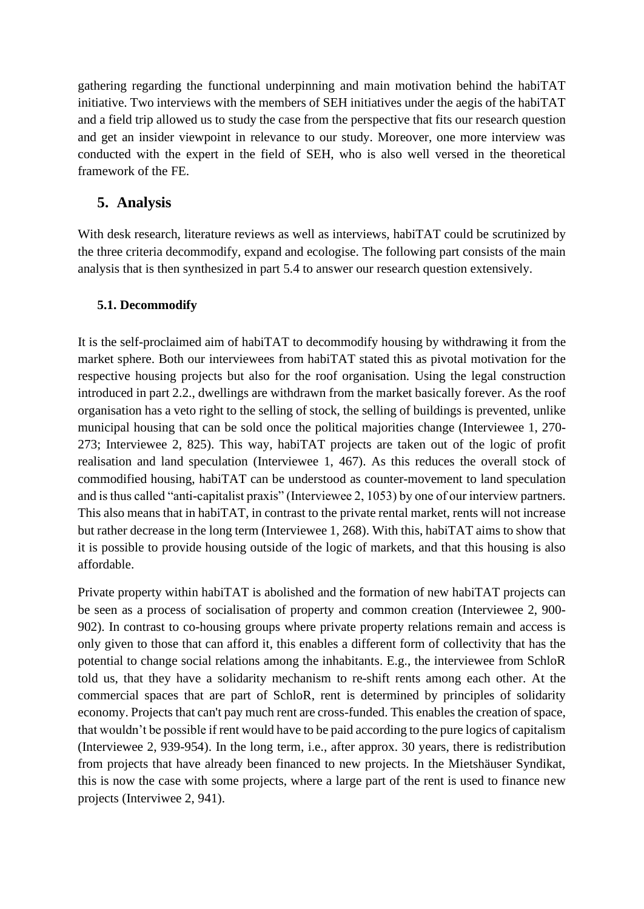gathering regarding the functional underpinning and main motivation behind the habiTAT initiative. Two interviews with the members of SEH initiatives under the aegis of the habiTAT and a field trip allowed us to study the case from the perspective that fits our research question and get an insider viewpoint in relevance to our study. Moreover, one more interview was conducted with the expert in the field of SEH, who is also well versed in the theoretical framework of the FE.

## 5. Analysis

With desk research, literature reviews as well as interviews, habiTAT could be scrutinized by the three criteria decommodify, expand and ecologise. The following part consists of the main analysis that is then synthesized in part 5.4 to answer our research question extensively.

### 5.1. Decommodify

It is the self-proclaimed aim of habiTAT to decommodify housing by withdrawing it from the market sphere. Both our interviewees from habiTAT stated this as pivotal motivation for the respective housing projects but also for the roof organisation. Using the legal construction introduced in part 2.2., dwellings are withdrawn from the market basically forever. As the roof organisation has a veto right to the selling of stock, the selling of buildings is prevented, unlike municipal housing that can be sold once the political majorities change (Interviewee 1, 270-273; Interviewee 2, 825). This way, habiTAT projects are taken out of the logic of profit realisation and land speculation (Interviewee 1, 467). As this reduces the overall stock of commodified housing, habiTAT can be understood as counter-movement to land speculation and is thus called "anti-capitalist praxis" (Interviewee 2, 1053) by one of our interview partners. This also means that in habiTAT, in contrast to the private rental market, rents will not increase but rather decrease in the long term (Interviewee 1, 268). With this, habiTAT aims to show that it is possible to provide housing outside of the logic of markets, and that this housing is also affordable.

Private property within habiTAT is abolished and the formation of new habiTAT projects can be seen as a process of socialisation of property and common creation (Interviewee 2, 900-902). In contrast to co-housing groups where private property relations remain and access is only given to those that can afford it, this enables a different form of collectivity that has the potential to change social relations among the inhabitants. E.g., the interviewee from SchloR told us, that they have a solidarity mechanism to re-shift rents among each other. At the commercial spaces that are part of SchloR, rent is determined by principles of solidarity economy. Projects that can't pay much rent are cross-funded. This enables the creation of space, that wouldn't be possible if rent would have to be paid according to the pure logics of capitalism (Interviewee 2, 939-954). In the long term, i.e., after approx. 30 years, there is redistribution from projects that have already been financed to new projects. In the Mietshäuser Syndikat, this is now the case with some projects, where a large part of the rent is used to finance new projects (Interviwee 2, 941).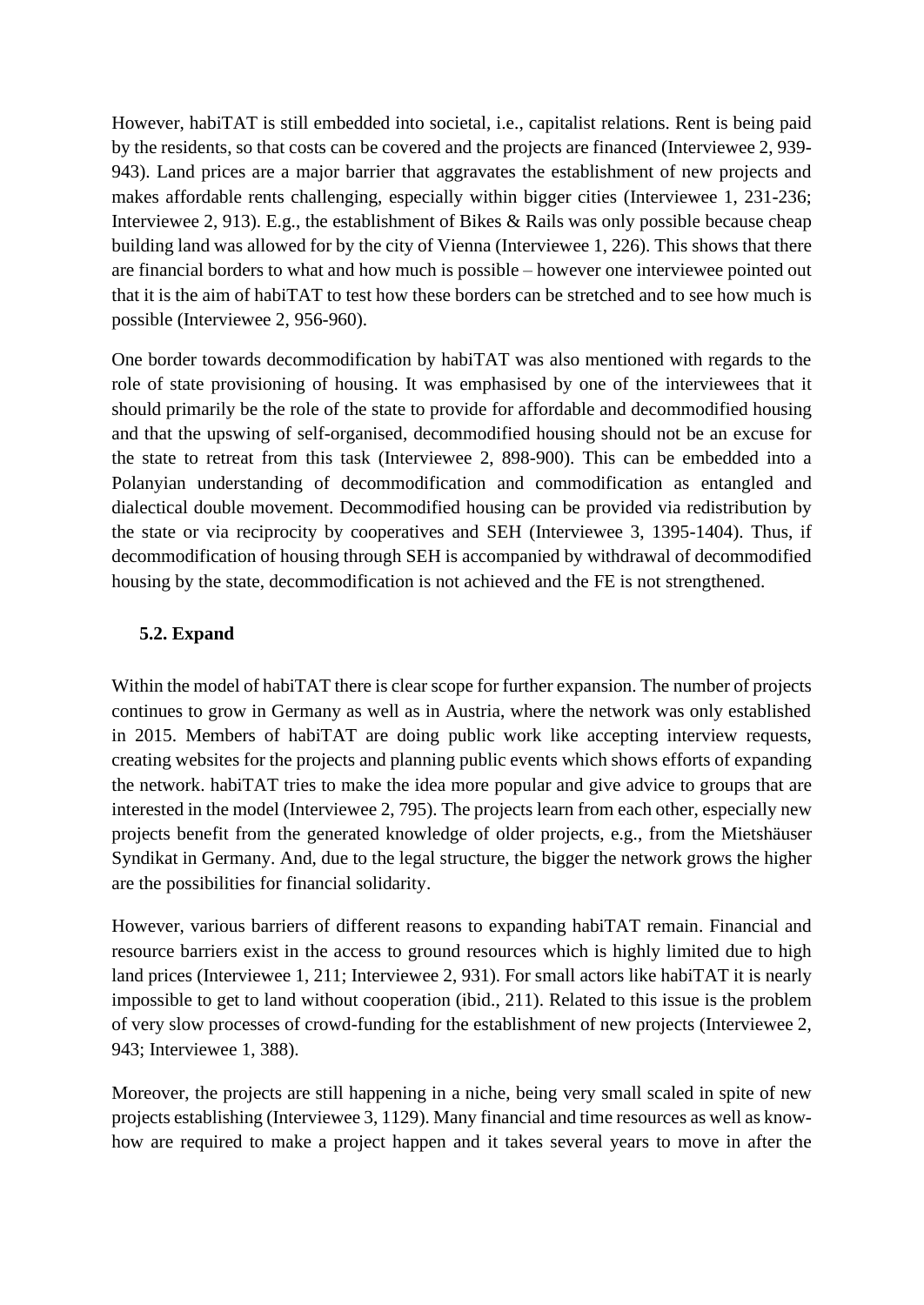However, habiTAT is still embedded into societal, i.e., capitalist relations. Rent is being paid by the residents, so that costs can be covered and the projects are financed (Interviewee 2, 939-943). Land prices are a major barrier that aggravates the establishment of new projects and makes affordable rents challenging, especially within bigger cities (Interviewee 1, 231-236; Interviewee 2, 913). E.g., the establishment of Bikes & Rails was only possible because cheap building land was allowed for by the city of Vienna (Interviewee 1, 226). This shows that there are financial borders to what and how much is possible – however one interviewee pointed out that it is the aim of habiTAT to test how these borders can be stretched and to see how much is possible (Interviewee 2, 956-960).

One border towards decommodification by habiTAT was also mentioned with regards to the role of state provisioning of housing. It was emphasised by one of the interviewees that it should primarily be the role of the state to provide for affordable and decommodified housing and that the upswing of self-organised, decommodified housing should not be an excuse for the state to retreat from this task (Interviewee 2, 898-900). This can be embedded into a Polanyian understanding of decommodification and commodification as entangled and dialectical double movement. Decommodified housing can be provided via redistribution by the state or via reciprocity by cooperatives and SEH (Interviewee 3, 1395-1404). Thus, if decommodification of housing through SEH is accompanied by withdrawal of decommodified housing by the state, decommodification is not achieved and the FE is not strengthened.

### 5.2. Expand

Within the model of habiTAT there is clear scope for further expansion. The number of projects continues to grow in Germany as well as in Austria, where the network was only established in 2015. Members of habiTAT are doing public work like accepting interview requests, creating websites for the projects and planning public events which shows efforts of expanding the network. habiTAT tries to make the idea more popular and give advice to groups that are interested in the model (Interviewee 2, 795). The projects learn from each other, especially new projects benefit from the generated knowledge of older projects, e.g., from the Mietshäuser Syndikat in Germany. And, due to the legal structure, the bigger the network grows the higher are the possibilities for financial solidarity.

However, various barriers of different reasons to expanding habiTAT remain. Financial and resource barriers exist in the access to ground resources which is highly limited due to high land prices (Interviewee 1, 211; Interviewee 2, 931). For small actors like habiTAT it is nearly impossible to get to land without cooperation (ibid., 211). Related to this issue is the problem of very slow processes of crowd-funding for the establishment of new projects (Interviewee 2, 943; Interviewee 1, 388).

Moreover, the projects are still happening in a niche, being very small scaled in spite of new projects establishing (Interviewee 3, 1129). Many financial and time resources as well as know-how are required to make a project happen and it takes several years to move in after the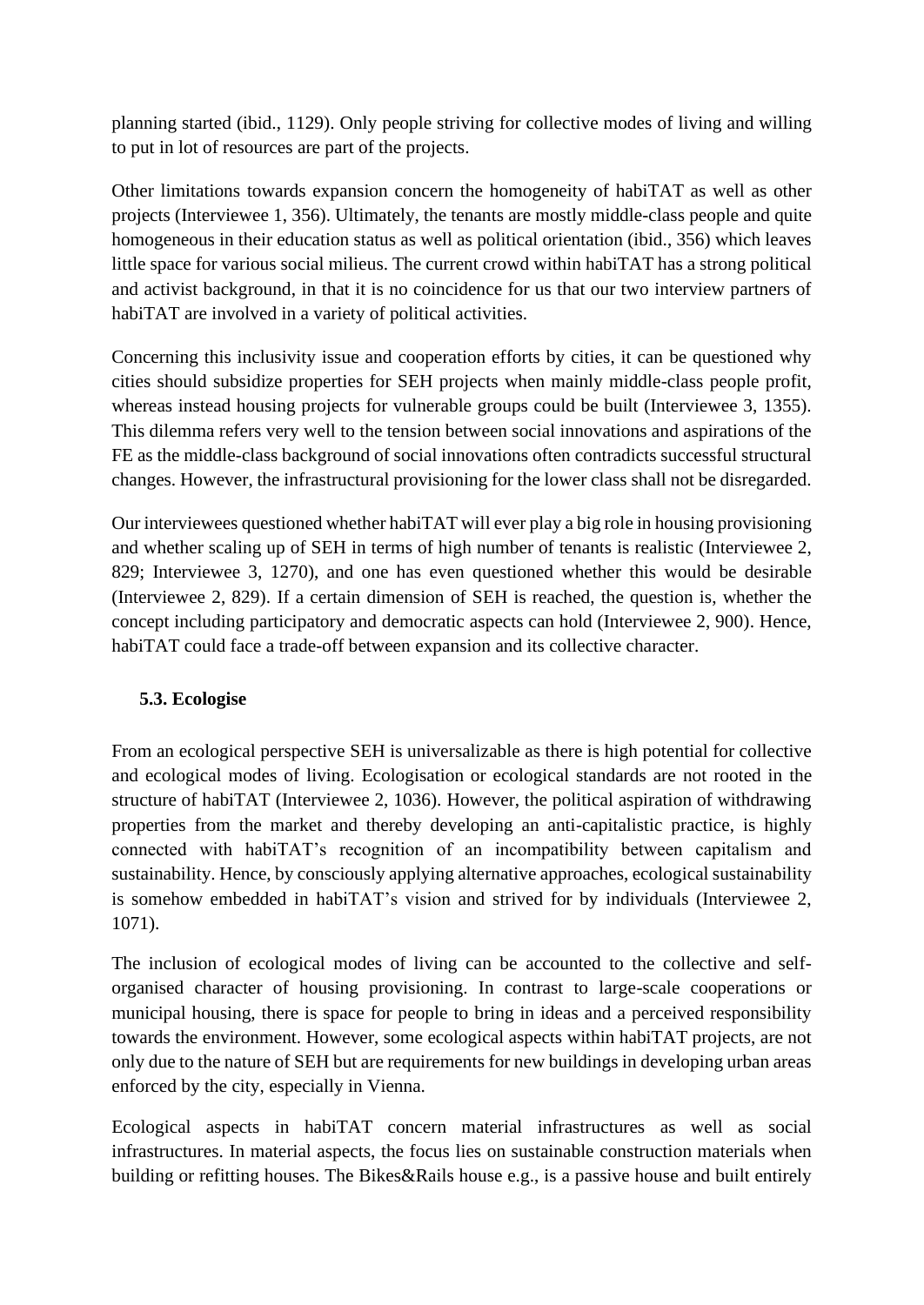planning started (ibid., 1129). Only people striving for collective modes of living and willing to put in lot of resources are part of the projects.

Other limitations towards expansion concern the homogeneity of habiTAT as well as other projects (Interviewee 1, 356). Ultimately, the tenants are mostly middle-class people and quite homogeneous in their education status as well as political orientation (ibid., 356) which leaves little space for various social milieus. The current crowd within habiTAT has a strong political and activist background, in that it is no coincidence for us that our two interview partners of habiTAT are involved in a variety of political activities.

Concerning this inclusivity issue and cooperation efforts by cities, it can be questioned why cities should subsidize properties for SEH projects when mainly middle-class people profit, whereas instead housing projects for vulnerable groups could be built (Interviewee 3, 1355). This dilemma refers very well to the tension between social innovations and aspirations of the FE as the middle-class background of social innovations often contradicts successful structural changes. However, the infrastructural provisioning for the lower class shall not be disregarded.

Our interviewees questioned whether habiTAT will ever play a big role in housing provisioning and whether scaling up of SEH in terms of high number of tenants is realistic (Interviewee 2, 829; Interviewee 3, 1270), and one has even questioned whether this would be desirable (Interviewee 2, 829). If a certain dimension of SEH is reached, the question is, whether the concept including participatory and democratic aspects can hold (Interviewee 2, 900). Hence, habiTAT could face a trade-off between expansion and its collective character.

### 5.3. Ecologise

From an ecological perspective SEH is universalizable as there is high potential for collective and ecological modes of living. Ecologisation or ecological standards are not rooted in the structure of habiTAT (Interviewee 2, 1036). However, the political aspiration of withdrawing properties from the market and thereby developing an anti-capitalistic practice, is highly connected with habiTAT's recognition of an incompatibility between capitalism and sustainability. Hence, by consciously applying alternative approaches, ecological sustainability is somehow embedded in habiTAT's vision and strived for by individuals (Interviewee 2, 1071).

The inclusion of ecological modes of living can be accounted to the collective and self-organised character of housing provisioning. In contrast to large-scale cooperations or municipal housing, there is space for people to bring in ideas and a perceived responsibility towards the environment. However, some ecological aspects within habiTAT projects, are not only due to the nature of SEH but are requirements for new buildings in developing urban areas enforced by the city, especially in Vienna.

Ecological aspects in habiTAT concern material infrastructures as well as social infrastructures. In material aspects, the focus lies on sustainable construction materials when building or refitting houses. The Bikes&Rails house e.g., is a passive house and built entirely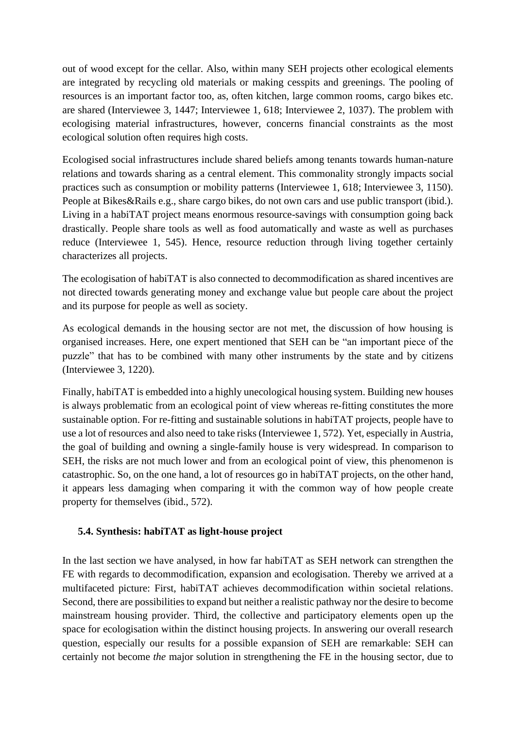out of wood except for the cellar. Also, within many SEH projects other ecological elements are integrated by recycling old materials or making cesspits and greenings. The pooling of resources is an important factor too, as, often kitchen, large common rooms, cargo bikes etc. are shared (Interviewee 3, 1447; Interviewee 1, 618; Interviewee 2, 1037). The problem with ecologising material infrastructures, however, concerns financial constraints as the most ecological solution often requires high costs.

Ecologised social infrastructures include shared beliefs among tenants towards human-nature relations and towards sharing as a central element. This commonality strongly impacts social practices such as consumption or mobility patterns (Interviewee 1, 618; Interviewee 3, 1150). People at Bikes&Rails e.g., share cargo bikes, do not own cars and use public transport (ibid.). Living in a habiTAT project means enormous resource-savings with consumption going back drastically. People share tools as well as food automatically and waste as well as purchases reduce (Interviewee 1, 545). Hence, resource reduction through living together certainly characterizes all projects.

The ecologisation of habiTAT is also connected to decommodification as shared incentives are not directed towards generating money and exchange value but people care about the project and its purpose for people as well as society.

As ecological demands in the housing sector are not met, the discussion of how housing is organised increases. Here, one expert mentioned that SEH can be "an important piece of the puzzle" that has to be combined with many other instruments by the state and by citizens (Interviewee 3, 1220).

Finally, habiTAT is embedded into a highly unecological housing system. Building new houses is always problematic from an ecological point of view whereas re-fitting constitutes the more sustainable option. For re-fitting and sustainable solutions in habiTAT projects, people have to use a lot of resources and also need to take risks (Interviewee 1, 572). Yet, especially in Austria, the goal of building and owning a single-family house is very widespread. In comparison to SEH, the risks are not much lower and from an ecological point of view, this phenomenon is catastrophic. So, on the one hand, a lot of resources go in habiTAT projects, on the other hand, it appears less damaging when comparing it with the common way of how people create property for themselves (ibid., 572).

### 5.4. Synthesis: habiTAT as light-house project

In the last section we have analysed, in how far habiTAT as SEH network can strengthen the FE with regards to decommodification, expansion and ecologisation. Thereby we arrived at a multifaceted picture: First, habiTAT achieves decommodification within societal relations. Second, there are possibilities to expand but neither a realistic pathway nor the desire to become mainstream housing provider. Third, the collective and participatory elements open up the space for ecologisation within the distinct housing projects. In answering our overall research question, especially our results for a possible expansion of SEH are remarkable: SEH can certainly not become *the* major solution in strengthening the FE in the housing sector, due to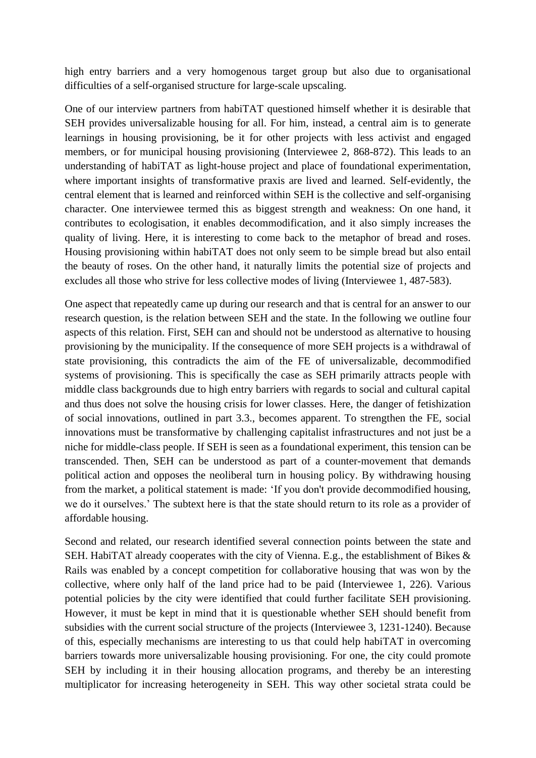high entry barriers and a very homogenous target group but also due to organisational difficulties of a self-organised structure for large-scale upscaling.

One of our interview partners from habiTAT questioned himself whether it is desirable that SEH provides universalizable housing for all. For him, instead, a central aim is to generate learnings in housing provisioning, be it for other projects with less activist and engaged members, or for municipal housing provisioning (Interviewee 2, 868-872). This leads to an understanding of habiTAT as light-house project and place of foundational experimentation, where important insights of transformative praxis are lived and learned. Self-evidently, the central element that is learned and reinforced within SEH is the collective and self-organising character. One interviewee termed this as biggest strength and weakness: On one hand, it contributes to ecologisation, it enables decommodification, and it also simply increases the quality of living. Here, it is interesting to come back to the metaphor of bread and roses. Housing provisioning within habiTAT does not only seem to be simple bread but also entail the beauty of roses. On the other hand, it naturally limits the potential size of projects and excludes all those who strive for less collective modes of living (Interviewee 1, 487-583).

One aspect that repeatedly came up during our research and that is central for an answer to our research question, is the relation between SEH and the state. In the following we outline four aspects of this relation. First, SEH can and should not be understood as alternative to housing provisioning by the municipality. If the consequence of more SEH projects is a withdrawal of state provisioning, this contradicts the aim of the FE of universalizable, decommodified systems of provisioning. This is specifically the case as SEH primarily attracts people with middle class backgrounds due to high entry barriers with regards to social and cultural capital and thus does not solve the housing crisis for lower classes. Here, the danger of fetishization of social innovations, outlined in part 3.3., becomes apparent. To strengthen the FE, social innovations must be transformative by challenging capitalist infrastructures and not just be a niche for middle-class people. If SEH is seen as a foundational experiment, this tension can be transcended. Then, SEH can be understood as part of a counter-movement that demands political action and opposes the neoliberal turn in housing policy. By withdrawing housing from the market, a political statement is made: 'If you don't provide decommodified housing, we do it ourselves.' The subtext here is that the state should return to its role as a provider of affordable housing.

Second and related, our research identified several connection points between the state and SEH. HabiTAT already cooperates with the city of Vienna. E.g., the establishment of Bikes & Rails was enabled by a concept competition for collaborative housing that was won by the collective, where only half of the land price had to be paid (Interviewee 1, 226). Various potential policies by the city were identified that could further facilitate SEH provisioning. However, it must be kept in mind that it is questionable whether SEH should benefit from subsidies with the current social structure of the projects (Interviewee 3, 1231-1240). Because of this, especially mechanisms are interesting to us that could help habiTAT in overcoming barriers towards more universalizable housing provisioning. For one, the city could promote SEH by including it in their housing allocation programs, and thereby be an interesting multiplicator for increasing heterogeneity in SEH. This way other societal strata could be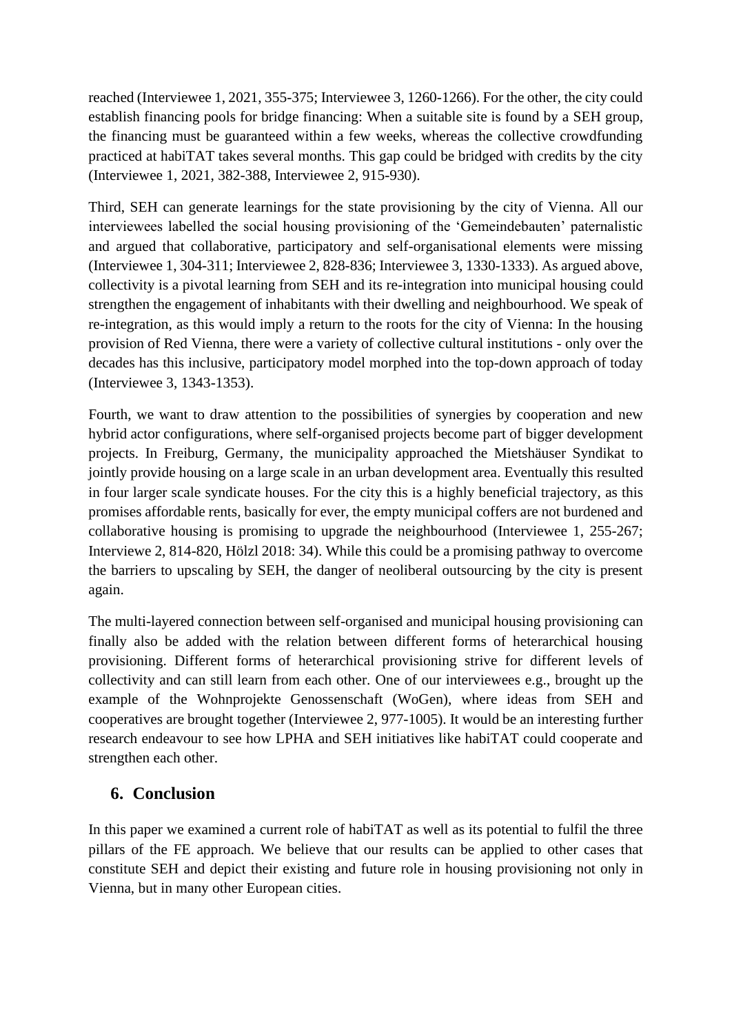reached (Interviewee 1, 2021, 355-375; Interviewee 3, 1260-1266). For the other, the city could establish financing pools for bridge financing: When a suitable site is found by a SEH group, the financing must be guaranteed within a few weeks, whereas the collective crowdfunding practiced at habiTAT takes several months. This gap could be bridged with credits by the city (Interviewee 1, 2021, 382-388, Interviewee 2, 915-930).

Third, SEH can generate learnings for the state provisioning by the city of Vienna. All our interviewees labelled the social housing provisioning of the 'Gemeindebauten' paternalistic and argued that collaborative, participatory and self-organisational elements were missing (Interviewee 1, 304-311; Interviewee 2, 828-836; Interviewee 3, 1330-1333). As argued above, collectivity is a pivotal learning from SEH and its re-integration into municipal housing could strengthen the engagement of inhabitants with their dwelling and neighbourhood. We speak of re-integration, as this would imply a return to the roots for the city of Vienna: In the housing provision of Red Vienna, there were a variety of collective cultural institutions - only over the decades has this inclusive, participatory model morphed into the top-down approach of today (Interviewee 3, 1343-1353).

Fourth, we want to draw attention to the possibilities of synergies by cooperation and new hybrid actor configurations, where self-organised projects become part of bigger development projects. In Freiburg, Germany, the municipality approached the Mietshäuser Syndikat to jointly provide housing on a large scale in an urban development area. Eventually this resulted in four larger scale syndicate houses. For the city this is a highly beneficial trajectory, as this promises affordable rents, basically for ever, the empty municipal coffers are not burdened and collaborative housing is promising to upgrade the neighbourhood (Interviewee 1, 255-267; Interviewe 2, 814-820, Hölzl 2018: 34). While this could be a promising pathway to overcome the barriers to upscaling by SEH, the danger of neoliberal outsourcing by the city is present again.

The multi-layered connection between self-organised and municipal housing provisioning can finally also be added with the relation between different forms of heterarchical housing provisioning. Different forms of heterarchical provisioning strive for different levels of collectivity and can still learn from each other. One of our interviewees e.g., brought up the example of the Wohnprojekte Genossenschaft (WoGen), where ideas from SEH and cooperatives are brought together (Interviewee 2, 977-1005). It would be an interesting further research endeavour to see how LPHA and SEH initiatives like habiTAT could cooperate and strengthen each other.

## 6. Conclusion

In this paper we examined a current role of habiTAT as well as its potential to fulfil the three pillars of the FE approach. We believe that our results can be applied to other cases that constitute SEH and depict their existing and future role in housing provisioning not only in Vienna, but in many other European cities.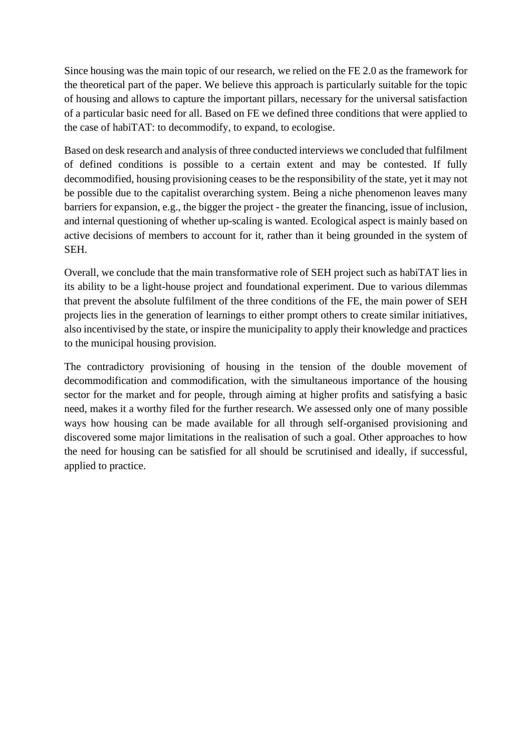Since housing was the main topic of our research, we relied on the FE 2.0 as the framework for the theoretical part of the paper. We believe this approach is particularly suitable for the topic of housing and allows to capture the important pillars, necessary for the universal satisfaction of a particular basic need for all. Based on FE we defined three conditions that were applied to the case of habiTAT: to decommodify, to expand, to ecologise.

Based on desk research and analysis of three conducted interviews we concluded that fulfilment of defined conditions is possible to a certain extent and may be contested. If fully decommodified, housing provisioning ceases to be the responsibility of the state, yet it may not be possible due to the capitalist overarching system. Being a niche phenomenon leaves many barriers for expansion, e.g., the bigger the project - the greater the financing, issue of inclusion, and internal questioning of whether up-scaling is wanted. Ecological aspect is mainly based on active decisions of members to account for it, rather than it being grounded in the system of SEH.

Overall, we conclude that the main transformative role of SEH project such as habiTAT lies in its ability to be a light-house project and foundational experiment. Due to various dilemmas that prevent the absolute fulfilment of the three conditions of the FE, the main power of SEH projects lies in the generation of learnings to either prompt others to create similar initiatives, also incentivised by the state, or inspire the municipality to apply their knowledge and practices to the municipal housing provision.

The contradictory provisioning of housing in the tension of the double movement of decommodification and commodification, with the simultaneous importance of the housing sector for the market and for people, through aiming at higher profits and satisfying a basic need, makes it a worthy filed for the further research. We assessed only one of many possible ways how housing can be made available for all through self-organised provisioning and discovered some major limitations in the realisation of such a goal. Other approaches to how the need for housing can be satisfied for all should be scrutinised and ideally, if successful, applied to practice.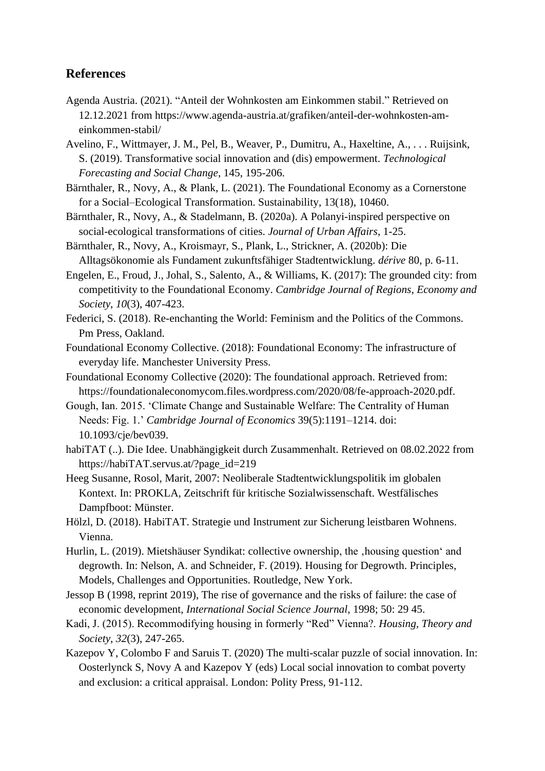## References

Agenda Austria. (2021). "Anteil der Wohnkosten am Einkommen stabil." Retrieved on 12.12.2021 from https://www.agenda-austria.at/grafiken/anteil-der-wohnkosten-am-einkommen-stabil/

Avelino, F., Wittmayer, J. M., Pel, B., Weaver, P., Dumitru, A., Haxeltine, A., . . . Ruijsink, S. (2019). Transformative social innovation and (dis) empowerment. *Technological Forecasting and Social Change*, 145, 195-206.

Bärnthaler, R., Novy, A., & Plank, L. (2021). The Foundational Economy as a Cornerstone for a Social–Ecological Transformation. Sustainability, 13(18), 10460.

Bärnthaler, R., Novy, A., & Stadelmann, B. (2020a). A Polanyi-inspired perspective on social-ecological transformations of cities. *Journal of Urban Affairs*, 1-25.

Bärnthaler, R., Novy, A., Kroismayr, S., Plank, L., Strickner, A. (2020b): Die Alltagsökonomie als Fundament zukunftsfähiger Stadtentwicklung. *dérive* 80, p. 6-11.

Engelen, E., Froud, J., Johal, S., Salento, A., & Williams, K. (2017): The grounded city: from competitivity to the Foundational Economy. *Cambridge Journal of Regions, Economy and Society*, *10*(3), 407-423.

Federici, S. (2018). Re-enchanting the World: Feminism and the Politics of the Commons. Pm Press, Oakland.

Foundational Economy Collective. (2018): Foundational Economy: The infrastructure of everyday life. Manchester University Press.

Foundational Economy Collective (2020): The foundational approach. Retrieved from: https://foundationaleconomycom.files.wordpress.com/2020/08/fe-approach-2020.pdf.

Gough, Ian. 2015. 'Climate Change and Sustainable Welfare: The Centrality of Human Needs: Fig. 1.' *Cambridge Journal of Economics* 39(5):1191–1214. doi: 10.1093/cje/bev039.

habiTAT (..). Die Idee. Unabhängigkeit durch Zusammenhalt. Retrieved on 08.02.2022 from https://habiTAT.servus.at/?page_id=219

Heeg Susanne, Rosol, Marit, 2007: Neoliberale Stadtentwicklungspolitik im globalen Kontext. In: PROKLA, Zeitschrift für kritische Sozialwissenschaft. Westfälisches Dampfboot: Münster.

Hölzl, D. (2018). HabiTAT. Strategie und Instrument zur Sicherung leistbaren Wohnens. Vienna.

Hurlin, L. (2019). Mietshäuser Syndikat: collective ownership, the ‚housing question' and degrowth. In: Nelson, A. and Schneider, F. (2019). Housing for Degrowth. Principles, Models, Challenges and Opportunities. Routledge, New York.

Jessop B (1998, reprint 2019), The rise of governance and the risks of failure: the case of economic development, *International Social Science Journal,* 1998; 50: 29 45.

Kadi, J. (2015). Recommodifying housing in formerly "Red" Vienna?. *Housing, Theory and Society*, *32*(3), 247-265.

Kazepov Y, Colombo F and Saruis T. (2020) The multi-scalar puzzle of social innovation. In: Oosterlynck S, Novy A and Kazepov Y (eds) Local social innovation to combat poverty and exclusion: a critical appraisal. London: Polity Press, 91-112.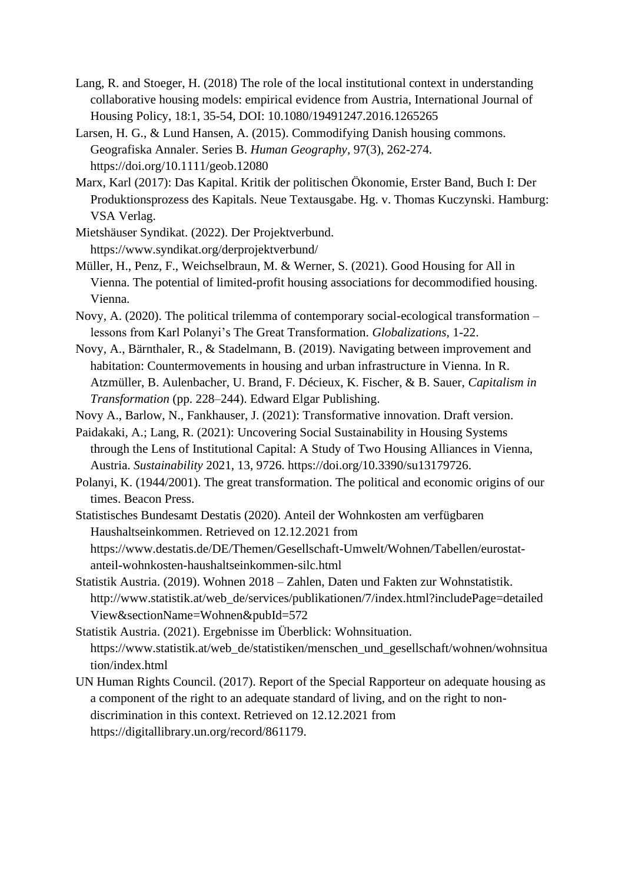Lang, R. and Stoeger, H. (2018) The role of the local institutional context in understanding collaborative housing models: empirical evidence from Austria, International Journal of Housing Policy, 18:1, 35-54, DOI: 10.1080/19491247.2016.1265265

Larsen, H. G., & Lund Hansen, A. (2015). Commodifying Danish housing commons. Geografiska Annaler. Series B. *Human Geography*, 97(3), 262-274. https://doi.org/10.1111/geob.12080

Marx, Karl (2017): Das Kapital. Kritik der politischen Ökonomie, Erster Band, Buch I: Der Produktionsprozess des Kapitals. Neue Textausgabe. Hg. v. Thomas Kuczynski. Hamburg: VSA Verlag.

Mietshäuser Syndikat. (2022). Der Projektverbund. https://www.syndikat.org/derprojektverbund/

Müller, H., Penz, F., Weichselbraun, M. & Werner, S. (2021). Good Housing for All in Vienna. The potential of limited-profit housing associations for decommodified housing. Vienna.

Novy, A. (2020). The political trilemma of contemporary social-ecological transformation – lessons from Karl Polanyi's The Great Transformation. *Globalizations*, 1-22.

Novy, A., Bärnthaler, R., & Stadelmann, B. (2019). Navigating between improvement and habitation: Countermovements in housing and urban infrastructure in Vienna. In R. Atzmüller, B. Aulenbacher, U. Brand, F. Décieux, K. Fischer, & B. Sauer, *Capitalism in Transformation* (pp. 228–244). Edward Elgar Publishing.

Novy A., Barlow, N., Fankhauser, J. (2021): Transformative innovation. Draft version.

Paidakaki, A.; Lang, R. (2021): Uncovering Social Sustainability in Housing Systems through the Lens of Institutional Capital: A Study of Two Housing Alliances in Vienna, Austria. *Sustainability* 2021, 13, 9726. https://doi.org/10.3390/su13179726.

Polanyi, K. (1944/2001). The great transformation. The political and economic origins of our times. Beacon Press.

Statistisches Bundesamt Destatis (2020). Anteil der Wohnkosten am verfügbaren Haushaltseinkommen. Retrieved on 12.12.2021 from https://www.destatis.de/DE/Themen/Gesellschaft-Umwelt/Wohnen/Tabellen/eurostat-anteil-wohnkosten-haushaltseinkommen-silc.html

Statistik Austria. (2019). Wohnen 2018 – Zahlen, Daten und Fakten zur Wohnstatistik. http://www.statistik.at/web_de/services/publikationen/7/index.html?includePage=detailedView&sectionName=Wohnen&pubId=572

Statistik Austria. (2021). Ergebnisse im Überblick: Wohnsituation. https://www.statistik.at/web_de/statistiken/menschen_und_gesellschaft/wohnen/wohnsituation/index.html

UN Human Rights Council. (2017). Report of the Special Rapporteur on adequate housing as a component of the right to an adequate standard of living, and on the right to non-discrimination in this context. Retrieved on 12.12.2021 from https://digitallibrary.un.org/record/861179.